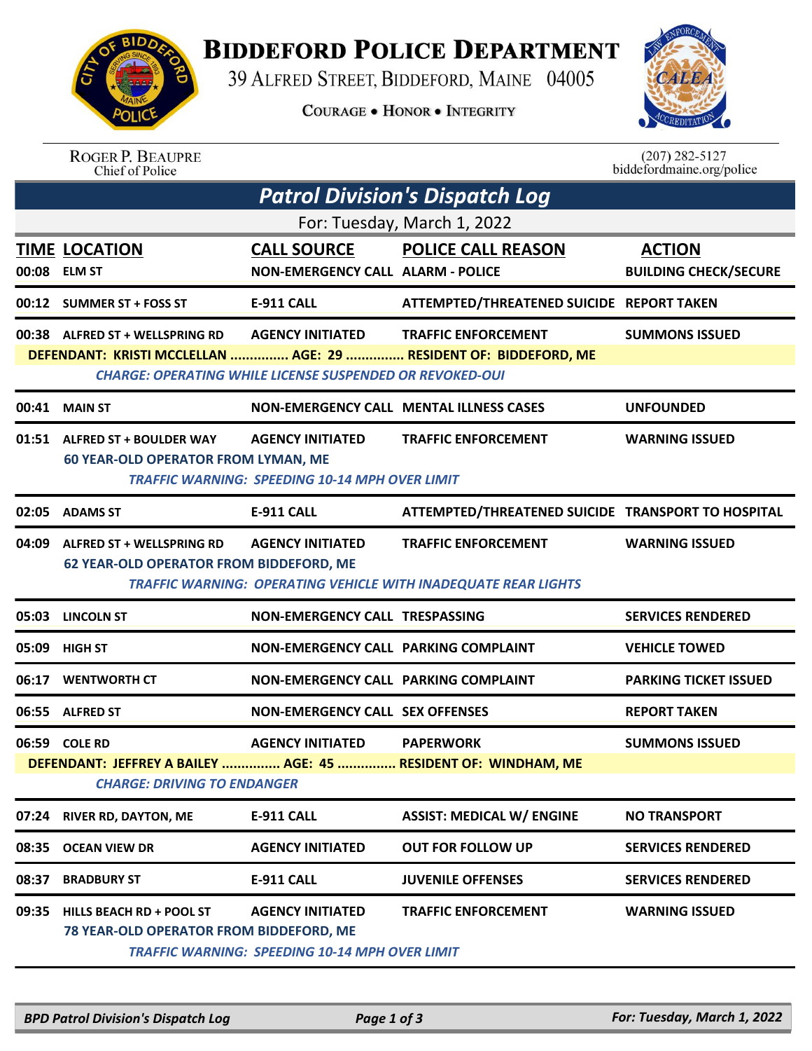# BIDDEFORD POLICE DEPARTMENT

39 ALFRED STREET, BIDDEFORD, MAINE 04005

COURAGE • HONOR • INTEGRITY

ROGER P. BEAUPRE
Chief of Police

(207) 282-5127
biddefordmaine.org/police

## *Patrol Division's Dispatch Log*

For: Tuesday, March 1, 2022

| TIME | LOCATION | CALL SOURCE | POLICE CALL REASON | ACTION |
|---|---|---|---|---|
| 00:08 | ELM ST | NON-EMERGENCY CALL | ALARM - POLICE | BUILDING CHECK/SECURE |
| 00:12 | SUMMER ST + FOSS ST | E-911 CALL | ATTEMPTED/THREATENED SUICIDE | REPORT TAKEN |
| 00:38 | ALFRED ST + WELLSPRING RD | AGENCY INITIATED | TRAFFIC ENFORCEMENT | SUMMONS ISSUED |
| | DEFENDANT: KRISTI MCCLELLAN ............... AGE: 29 ............... RESIDENT OF: BIDDEFORD, ME | | | |
| | *CHARGE: OPERATING WHILE LICENSE SUSPENDED OR REVOKED-OUI* | | | |
| 00:41 | MAIN ST | NON-EMERGENCY CALL | MENTAL ILLNESS CASES | UNFOUNDED |
| 01:51 | ALFRED ST + BOULDER WAY | AGENCY INITIATED | TRAFFIC ENFORCEMENT | WARNING ISSUED |
| | 60 YEAR-OLD OPERATOR FROM LYMAN, ME | | | |
| | *TRAFFIC WARNING: SPEEDING 10-14 MPH OVER LIMIT* | | | |
| 02:05 | ADAMS ST | E-911 CALL | ATTEMPTED/THREATENED SUICIDE | TRANSPORT TO HOSPITAL |
| 04:09 | ALFRED ST + WELLSPRING RD | AGENCY INITIATED | TRAFFIC ENFORCEMENT | WARNING ISSUED |
| | 62 YEAR-OLD OPERATOR FROM BIDDEFORD, ME | | | |
| | *TRAFFIC WARNING: OPERATING VEHICLE WITH INADEQUATE REAR LIGHTS* | | | |
| 05:03 | LINCOLN ST | NON-EMERGENCY CALL | TRESPASSING | SERVICES RENDERED |
| 05:09 | HIGH ST | NON-EMERGENCY CALL | PARKING COMPLAINT | VEHICLE TOWED |
| 06:17 | WENTWORTH CT | NON-EMERGENCY CALL | PARKING COMPLAINT | PARKING TICKET ISSUED |
| 06:55 | ALFRED ST | NON-EMERGENCY CALL | SEX OFFENSES | REPORT TAKEN |
| 06:59 | COLE RD | AGENCY INITIATED | PAPERWORK | SUMMONS ISSUED |
| | DEFENDANT: JEFFREY A BAILEY ............... AGE: 45 ............... RESIDENT OF: WINDHAM, ME | | | |
| | *CHARGE: DRIVING TO ENDANGER* | | | |
| 07:24 | RIVER RD, DAYTON, ME | E-911 CALL | ASSIST: MEDICAL W/ ENGINE | NO TRANSPORT |
| 08:35 | OCEAN VIEW DR | AGENCY INITIATED | OUT FOR FOLLOW UP | SERVICES RENDERED |
| 08:37 | BRADBURY ST | E-911 CALL | JUVENILE OFFENSES | SERVICES RENDERED |
| 09:35 | HILLS BEACH RD + POOL ST | AGENCY INITIATED | TRAFFIC ENFORCEMENT | WARNING ISSUED |
| | 78 YEAR-OLD OPERATOR FROM BIDDEFORD, ME | | | |
| | *TRAFFIC WARNING: SPEEDING 10-14 MPH OVER LIMIT* | | | |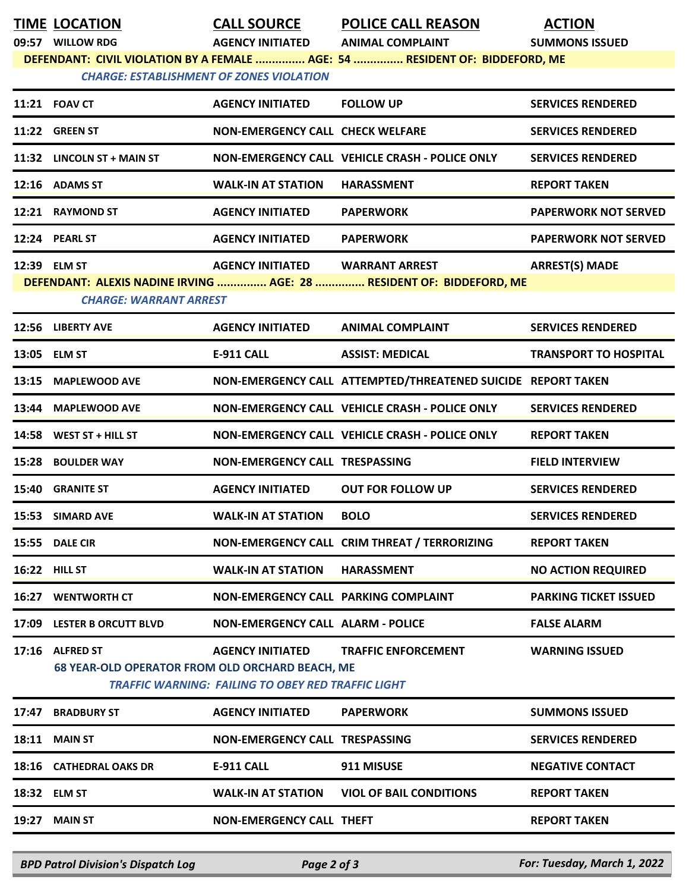| TIME | LOCATION | CALL SOURCE | POLICE CALL REASON | ACTION |
|---|---|---|---|---|
| 09:57 | WILLOW RDG | AGENCY INITIATED | ANIMAL COMPLAINT | SUMMONS ISSUED |
| | DEFENDANT: CIVIL VIOLATION BY A FEMALE ............... AGE: 54 ............... RESIDENT OF: BIDDEFORD, ME | | | |
| | *CHARGE: ESTABLISHMENT OF ZONES VIOLATION* | | | |
| 11:21 | FOAV CT | AGENCY INITIATED | FOLLOW UP | SERVICES RENDERED |
| 11:22 | GREEN ST | NON-EMERGENCY CALL | CHECK WELFARE | SERVICES RENDERED |
| 11:32 | LINCOLN ST + MAIN ST | NON-EMERGENCY CALL | VEHICLE CRASH - POLICE ONLY | SERVICES RENDERED |
| 12:16 | ADAMS ST | WALK-IN AT STATION | HARASSMENT | REPORT TAKEN |
| 12:21 | RAYMOND ST | AGENCY INITIATED | PAPERWORK | PAPERWORK NOT SERVED |
| 12:24 | PEARL ST | AGENCY INITIATED | PAPERWORK | PAPERWORK NOT SERVED |
| 12:39 | ELM ST | AGENCY INITIATED | WARRANT ARREST | ARREST(S) MADE |
| | DEFENDANT: ALEXIS NADINE IRVING ............... AGE: 28 ............... RESIDENT OF: BIDDEFORD, ME | | | |
| | *CHARGE: WARRANT ARREST* | | | |
| 12:56 | LIBERTY AVE | AGENCY INITIATED | ANIMAL COMPLAINT | SERVICES RENDERED |
| 13:05 | ELM ST | E-911 CALL | ASSIST: MEDICAL | TRANSPORT TO HOSPITAL |
| 13:15 | MAPLEWOOD AVE | NON-EMERGENCY CALL | ATTEMPTED/THREATENED SUICIDE | REPORT TAKEN |
| 13:44 | MAPLEWOOD AVE | NON-EMERGENCY CALL | VEHICLE CRASH - POLICE ONLY | SERVICES RENDERED |
| 14:58 | WEST ST + HILL ST | NON-EMERGENCY CALL | VEHICLE CRASH - POLICE ONLY | REPORT TAKEN |
| 15:28 | BOULDER WAY | NON-EMERGENCY CALL | TRESPASSING | FIELD INTERVIEW |
| 15:40 | GRANITE ST | AGENCY INITIATED | OUT FOR FOLLOW UP | SERVICES RENDERED |
| 15:53 | SIMARD AVE | WALK-IN AT STATION | BOLO | SERVICES RENDERED |
| 15:55 | DALE CIR | NON-EMERGENCY CALL | CRIM THREAT / TERRORIZING | REPORT TAKEN |
| 16:22 | HILL ST | WALK-IN AT STATION | HARASSMENT | NO ACTION REQUIRED |
| 16:27 | WENTWORTH CT | NON-EMERGENCY CALL | PARKING COMPLAINT | PARKING TICKET ISSUED |
| 17:09 | LESTER B ORCUTT BLVD | NON-EMERGENCY CALL | ALARM - POLICE | FALSE ALARM |
| 17:16 | ALFRED ST | AGENCY INITIATED | TRAFFIC ENFORCEMENT | WARNING ISSUED |
| | 68 YEAR-OLD OPERATOR FROM OLD ORCHARD BEACH, ME | | | |
| | *TRAFFIC WARNING: FAILING TO OBEY RED TRAFFIC LIGHT* | | | |
| 17:47 | BRADBURY ST | AGENCY INITIATED | PAPERWORK | SUMMONS ISSUED |
| 18:11 | MAIN ST | NON-EMERGENCY CALL | TRESPASSING | SERVICES RENDERED |
| 18:16 | CATHEDRAL OAKS DR | E-911 CALL | 911 MISUSE | NEGATIVE CONTACT |
| 18:32 | ELM ST | WALK-IN AT STATION | VIOL OF BAIL CONDITIONS | REPORT TAKEN |
| 19:27 | MAIN ST | NON-EMERGENCY CALL | THEFT | REPORT TAKEN |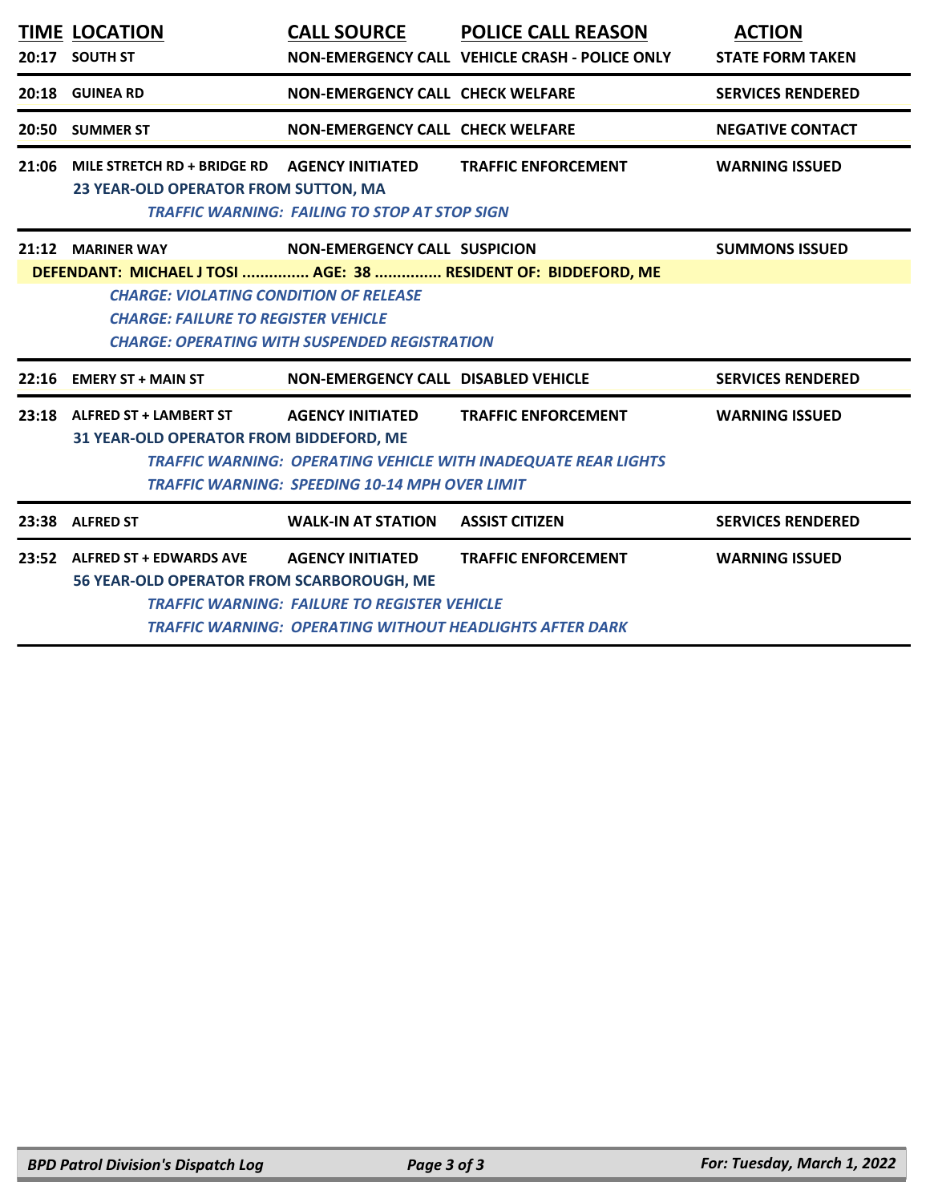| TIME | LOCATION | CALL SOURCE | POLICE CALL REASON | ACTION |
|---|---|---|---|---|
| 20:17 | SOUTH ST | NON-EMERGENCY CALL | VEHICLE CRASH - POLICE ONLY | STATE FORM TAKEN |
| 20:18 | GUINEA RD | NON-EMERGENCY CALL | CHECK WELFARE | SERVICES RENDERED |
| 20:50 | SUMMER ST | NON-EMERGENCY CALL | CHECK WELFARE | NEGATIVE CONTACT |
| 21:06 | MILE STRETCH RD + BRIDGE RD | AGENCY INITIATED | TRAFFIC ENFORCEMENT | WARNING ISSUED |
| | 23 YEAR-OLD OPERATOR FROM SUTTON, MA | | | |
| | *TRAFFIC WARNING: FAILING TO STOP AT STOP SIGN* | | | |
| 21:12 | MARINER WAY | NON-EMERGENCY CALL | SUSPICION | SUMMONS ISSUED |
| | DEFENDANT: MICHAEL J TOSI ............... AGE: 38 ............... RESIDENT OF: BIDDEFORD, ME | | | |
| | *CHARGE: VIOLATING CONDITION OF RELEASE* | | | |
| | *CHARGE: FAILURE TO REGISTER VEHICLE* | | | |
| | *CHARGE: OPERATING WITH SUSPENDED REGISTRATION* | | | |
| 22:16 | EMERY ST + MAIN ST | NON-EMERGENCY CALL | DISABLED VEHICLE | SERVICES RENDERED |
| 23:18 | ALFRED ST + LAMBERT ST | AGENCY INITIATED | TRAFFIC ENFORCEMENT | WARNING ISSUED |
| | 31 YEAR-OLD OPERATOR FROM BIDDEFORD, ME | | | |
| | *TRAFFIC WARNING: OPERATING VEHICLE WITH INADEQUATE REAR LIGHTS* | | | |
| | *TRAFFIC WARNING: SPEEDING 10-14 MPH OVER LIMIT* | | | |
| 23:38 | ALFRED ST | WALK-IN AT STATION | ASSIST CITIZEN | SERVICES RENDERED |
| 23:52 | ALFRED ST + EDWARDS AVE | AGENCY INITIATED | TRAFFIC ENFORCEMENT | WARNING ISSUED |
| | 56 YEAR-OLD OPERATOR FROM SCARBOROUGH, ME | | | |
| | *TRAFFIC WARNING: FAILURE TO REGISTER VEHICLE* | | | |
| | *TRAFFIC WARNING: OPERATING WITHOUT HEADLIGHTS AFTER DARK* | | | |